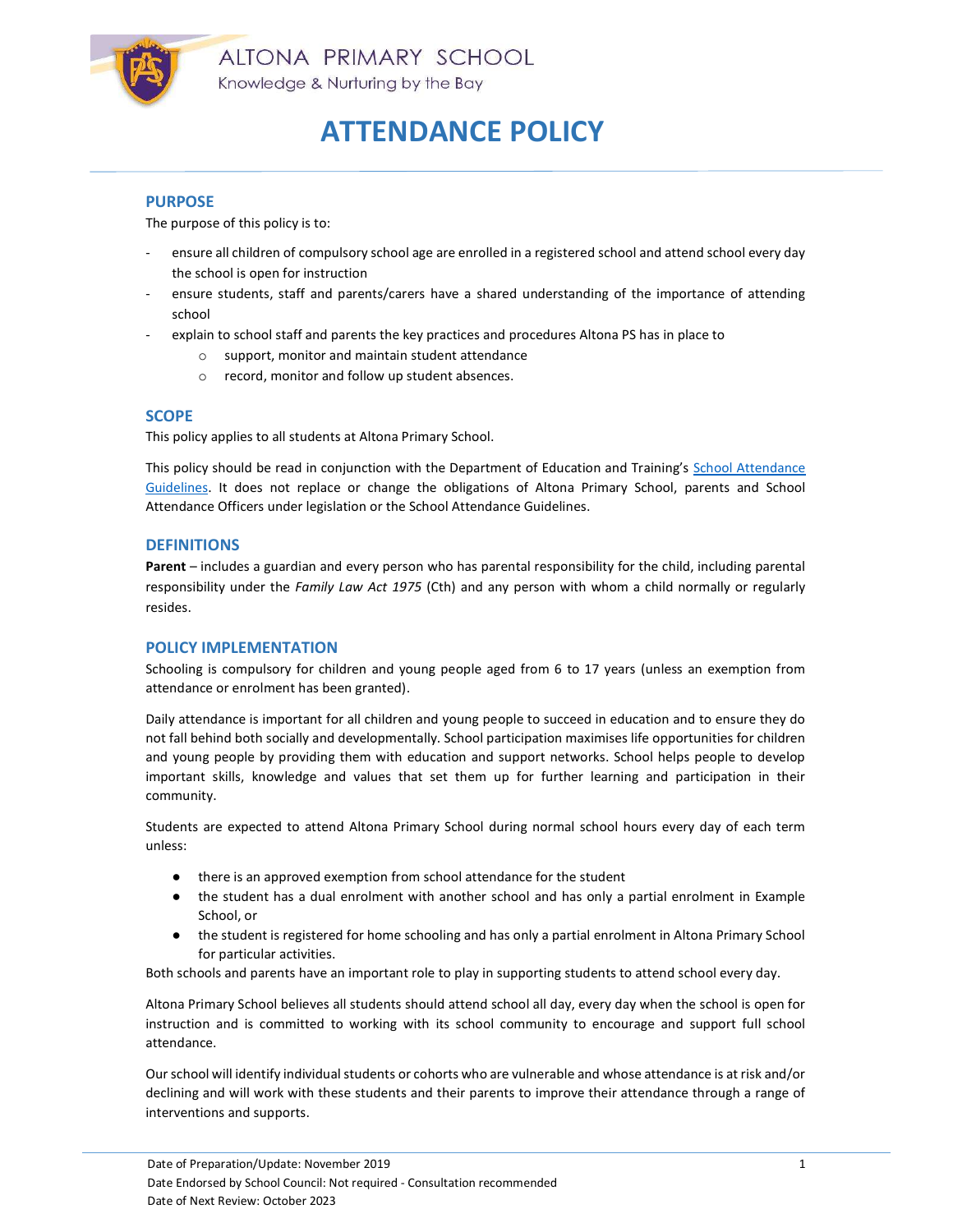ALTONA PRIMARY SCHOOL

Knowledge & Nurturing by the Bay

# ATTENDANCE POLICY

## PURPOSE

The purpose of this policy is to:

- ensure all children of compulsory school age are enrolled in a registered school and attend school every day the school is open for instruction
- ensure students, staff and parents/carers have a shared understanding of the importance of attending school
- explain to school staff and parents the key practices and procedures Altona PS has in place to
  - support, monitor and maintain student attendance
  - record, monitor and follow up student absences.

## SCOPE

This policy applies to all students at Altona Primary School.

This policy should be read in conjunction with the Department of Education and Training's School Attendance Guidelines. It does not replace or change the obligations of Altona Primary School, parents and School Attendance Officers under legislation or the School Attendance Guidelines.

## DEFINITIONS

**Parent** – includes a guardian and every person who has parental responsibility for the child, including parental responsibility under the *Family Law Act 1975* (Cth) and any person with whom a child normally or regularly resides.

## POLICY IMPLEMENTATION

Schooling is compulsory for children and young people aged from 6 to 17 years (unless an exemption from attendance or enrolment has been granted).

Daily attendance is important for all children and young people to succeed in education and to ensure they do not fall behind both socially and developmentally. School participation maximises life opportunities for children and young people by providing them with education and support networks. School helps people to develop important skills, knowledge and values that set them up for further learning and participation in their community.

Students are expected to attend Altona Primary School during normal school hours every day of each term unless:

- there is an approved exemption from school attendance for the student
- the student has a dual enrolment with another school and has only a partial enrolment in Example School, or
- the student is registered for home schooling and has only a partial enrolment in Altona Primary School for particular activities.

Both schools and parents have an important role to play in supporting students to attend school every day.

Altona Primary School believes all students should attend school all day, every day when the school is open for instruction and is committed to working with its school community to encourage and support full school attendance.

Our school will identify individual students or cohorts who are vulnerable and whose attendance is at risk and/or declining and will work with these students and their parents to improve their attendance through a range of interventions and supports.

Date of Preparation/Update: November 2019
Date Endorsed by School Council: Not required - Consultation recommended
Date of Next Review: October 2023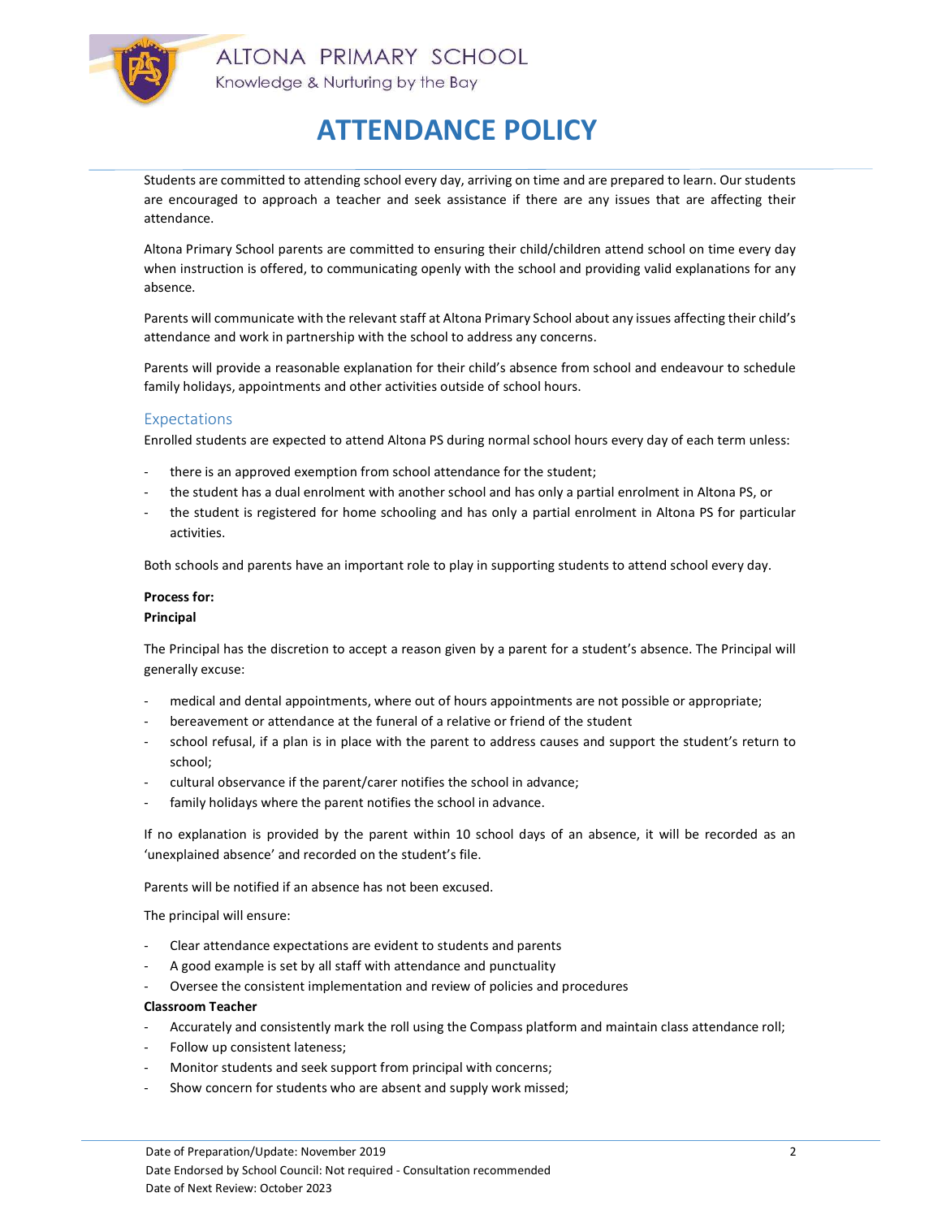# ATTENDANCE POLICY

Students are committed to attending school every day, arriving on time and are prepared to learn. Our students are encouraged to approach a teacher and seek assistance if there are any issues that are affecting their attendance.

Altona Primary School parents are committed to ensuring their child/children attend school on time every day when instruction is offered, to communicating openly with the school and providing valid explanations for any absence.

Parents will communicate with the relevant staff at Altona Primary School about any issues affecting their child's attendance and work in partnership with the school to address any concerns.

Parents will provide a reasonable explanation for their child's absence from school and endeavour to schedule family holidays, appointments and other activities outside of school hours.

## Expectations

Enrolled students are expected to attend Altona PS during normal school hours every day of each term unless:

- there is an approved exemption from school attendance for the student;
- the student has a dual enrolment with another school and has only a partial enrolment in Altona PS, or
- the student is registered for home schooling and has only a partial enrolment in Altona PS for particular activities.

Both schools and parents have an important role to play in supporting students to attend school every day.

**Process for:**

**Principal**

The Principal has the discretion to accept a reason given by a parent for a student's absence. The Principal will generally excuse:

- medical and dental appointments, where out of hours appointments are not possible or appropriate;
- bereavement or attendance at the funeral of a relative or friend of the student
- school refusal, if a plan is in place with the parent to address causes and support the student's return to school;
- cultural observance if the parent/carer notifies the school in advance;
- family holidays where the parent notifies the school in advance.

If no explanation is provided by the parent within 10 school days of an absence, it will be recorded as an 'unexplained absence' and recorded on the student's file.

Parents will be notified if an absence has not been excused.

The principal will ensure:

- Clear attendance expectations are evident to students and parents
- A good example is set by all staff with attendance and punctuality
- Oversee the consistent implementation and review of policies and procedures

**Classroom Teacher**

- Accurately and consistently mark the roll using the Compass platform and maintain class attendance roll;
- Follow up consistent lateness;
- Monitor students and seek support from principal with concerns;
- Show concern for students who are absent and supply work missed;

Date of Preparation/Update: November 2019
Date Endorsed by School Council: Not required - Consultation recommended
Date of Next Review: October 2023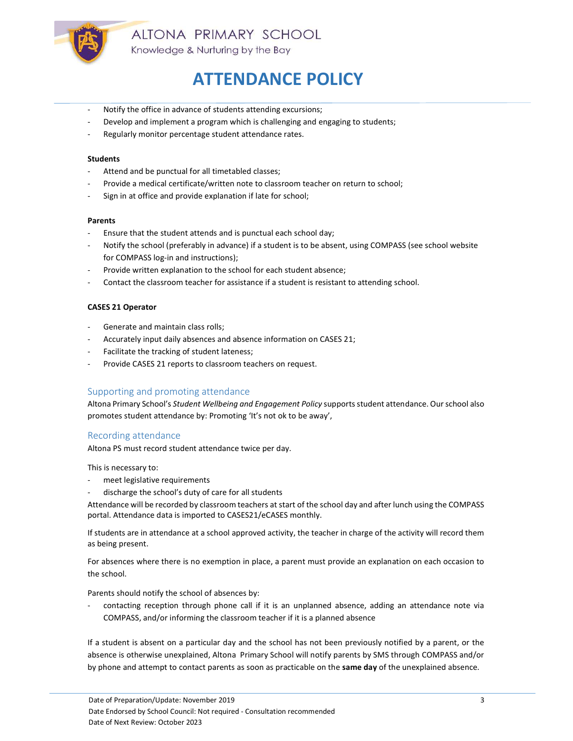- Notify the office in advance of students attending excursions;
- Develop and implement a program which is challenging and engaging to students;
- Regularly monitor percentage student attendance rates.

**Students**

- Attend and be punctual for all timetabled classes;
- Provide a medical certificate/written note to classroom teacher on return to school;
- Sign in at office and provide explanation if late for school;

**Parents**

- Ensure that the student attends and is punctual each school day;
- Notify the school (preferably in advance) if a student is to be absent, using COMPASS (see school website for COMPASS log-in and instructions);
- Provide written explanation to the school for each student absence;
- Contact the classroom teacher for assistance if a student is resistant to attending school.

**CASES 21 Operator**

- Generate and maintain class rolls;
- Accurately input daily absences and absence information on CASES 21;
- Facilitate the tracking of student lateness;
- Provide CASES 21 reports to classroom teachers on request.

## Supporting and promoting attendance

Altona Primary School's *Student Wellbeing and Engagement Policy* supports student attendance. Our school also promotes student attendance by: Promoting 'It's not ok to be away',

## Recording attendance

Altona PS must record student attendance twice per day.

This is necessary to:

- meet legislative requirements
- discharge the school's duty of care for all students

Attendance will be recorded by classroom teachers at start of the school day and after lunch using the COMPASS portal. Attendance data is imported to CASES21/eCASES monthly.

If students are in attendance at a school approved activity, the teacher in charge of the activity will record them as being present.

For absences where there is no exemption in place, a parent must provide an explanation on each occasion to the school.

Parents should notify the school of absences by:

- contacting reception through phone call if it is an unplanned absence, adding an attendance note via COMPASS, and/or informing the classroom teacher if it is a planned absence

If a student is absent on a particular day and the school has not been previously notified by a parent, or the absence is otherwise unexplained, Altona Primary School will notify parents by SMS through COMPASS and/or by phone and attempt to contact parents as soon as practicable on the **same day** of the unexplained absence.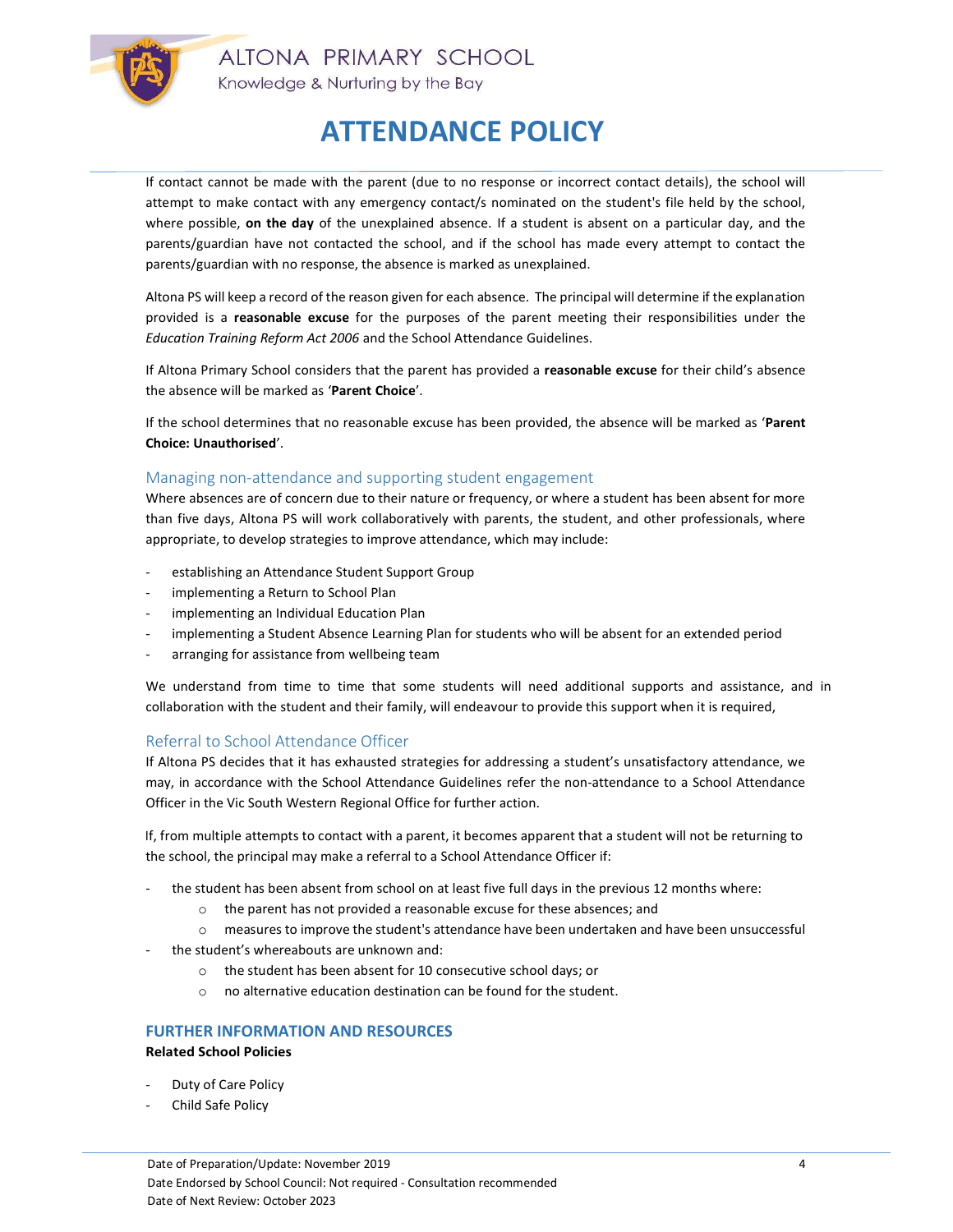If contact cannot be made with the parent (due to no response or incorrect contact details), the school will attempt to make contact with any emergency contact/s nominated on the student's file held by the school, where possible, **on the day** of the unexplained absence. If a student is absent on a particular day, and the parents/guardian have not contacted the school, and if the school has made every attempt to contact the parents/guardian with no response, the absence is marked as unexplained.

Altona PS will keep a record of the reason given for each absence. The principal will determine if the explanation provided is a **reasonable excuse** for the purposes of the parent meeting their responsibilities under the *Education Training Reform Act 2006* and the School Attendance Guidelines.

If Altona Primary School considers that the parent has provided a **reasonable excuse** for their child's absence the absence will be marked as '**Parent Choice**'.

If the school determines that no reasonable excuse has been provided, the absence will be marked as '**Parent Choice: Unauthorised**'.

### Managing non-attendance and supporting student engagement

Where absences are of concern due to their nature or frequency, or where a student has been absent for more than five days, Altona PS will work collaboratively with parents, the student, and other professionals, where appropriate, to develop strategies to improve attendance, which may include:

- establishing an Attendance Student Support Group
- implementing a Return to School Plan
- implementing an Individual Education Plan
- implementing a Student Absence Learning Plan for students who will be absent for an extended period
- arranging for assistance from wellbeing team

We understand from time to time that some students will need additional supports and assistance, and in collaboration with the student and their family, will endeavour to provide this support when it is required,

### Referral to School Attendance Officer

If Altona PS decides that it has exhausted strategies for addressing a student's unsatisfactory attendance, we may, in accordance with the School Attendance Guidelines refer the non-attendance to a School Attendance Officer in the Vic South Western Regional Office for further action.

If, from multiple attempts to contact with a parent, it becomes apparent that a student will not be returning to the school, the principal may make a referral to a School Attendance Officer if:

- the student has been absent from school on at least five full days in the previous 12 months where:
  - the parent has not provided a reasonable excuse for these absences; and
  - measures to improve the student's attendance have been undertaken and have been unsuccessful
- the student's whereabouts are unknown and:
  - the student has been absent for 10 consecutive school days; or
  - no alternative education destination can be found for the student.

## FURTHER INFORMATION AND RESOURCES

**Related School Policies**

- Duty of Care Policy
- Child Safe Policy

Date of Preparation/Update: November 2019
Date Endorsed by School Council: Not required - Consultation recommended
Date of Next Review: October 2023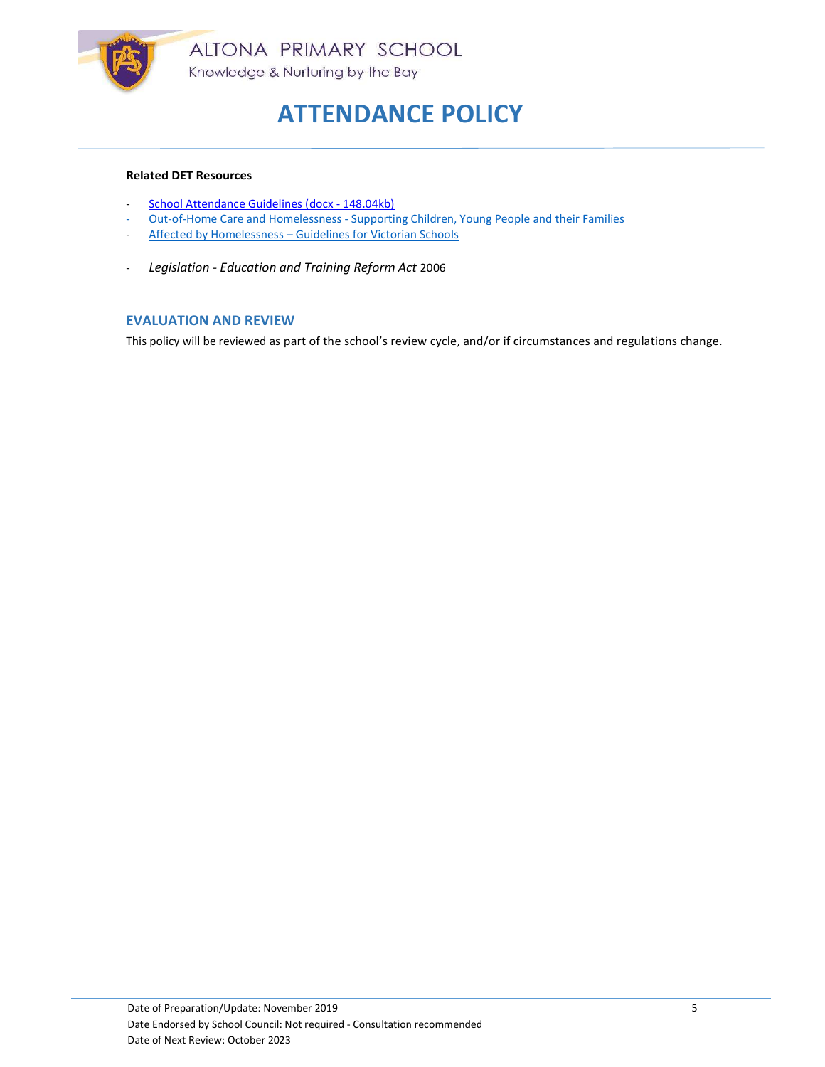**Related DET Resources**

- School Attendance Guidelines (docx - 148.04kb)
- Out-of-Home Care and Homelessness - Supporting Children, Young People and their Families
- Affected by Homelessness – Guidelines for Victorian Schools

- *Legislation - Education and Training Reform Act* 2006

## EVALUATION AND REVIEW

This policy will be reviewed as part of the school's review cycle, and/or if circumstances and regulations change.

Date of Preparation/Update: November 2019
Date Endorsed by School Council: Not required - Consultation recommended
Date of Next Review: October 2023